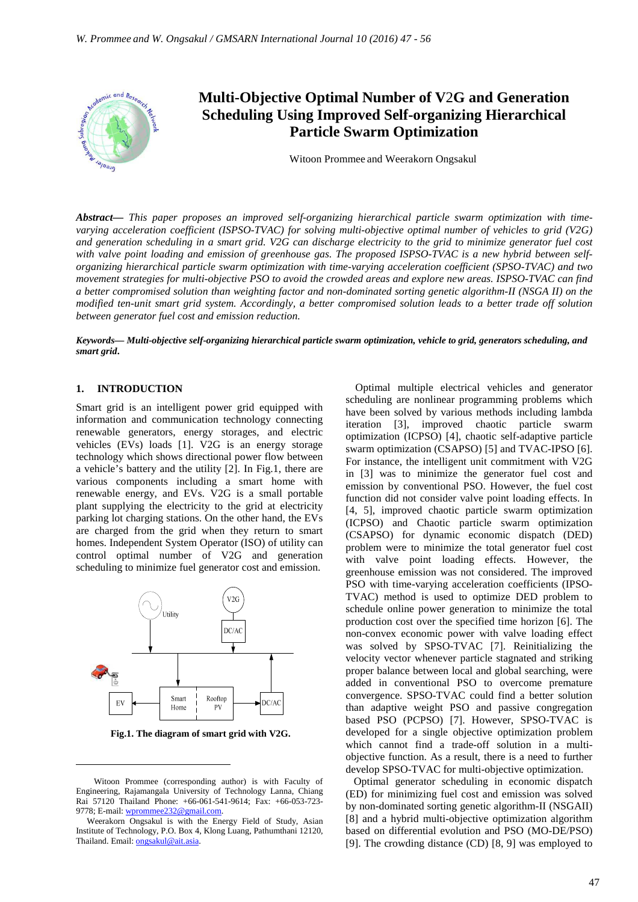# Multi-Objective Optimal Number of V2G and Generation Scheduling Using Improved Self-organizing Hierarchical Particle Swarm Optimization

Witoon Prommee and Weerakorn Ongsakul

***Abstract***— *This paper proposes an improved self-organizing hierarchical particle swarm optimization with time-varying acceleration coefficient (ISPSO-TVAC) for solving multi-objective optimal number of vehicles to grid (V2G) and generation scheduling in a smart grid. V2G can discharge electricity to the grid to minimize generator fuel cost with valve point loading and emission of greenhouse gas. The proposed ISPSO-TVAC is a new hybrid between self-organizing hierarchical particle swarm optimization with time-varying acceleration coefficient (SPSO-TVAC) and two movement strategies for multi-objective PSO to avoid the crowded areas and explore new areas. ISPSO-TVAC can find a better compromised solution than weighting factor and non-dominated sorting genetic algorithm-II (NSGA II) on the modified ten-unit smart grid system. Accordingly, a better compromised solution leads to a better trade off solution between generator fuel cost and emission reduction.*

***Keywords— Multi-objective self-organizing hierarchical particle swarm optimization, vehicle to grid, generators scheduling, and smart grid.***

## 1. INTRODUCTION

Smart grid is an intelligent power grid equipped with information and communication technology connecting renewable generators, energy storages, and electric vehicles (EVs) loads [1]. V2G is an energy storage technology which shows directional power flow between a vehicle's battery and the utility [2]. In Fig.1, there are various components including a smart home with renewable energy, and EVs. V2G is a small portable plant supplying the electricity to the grid at electricity parking lot charging stations. On the other hand, the EVs are charged from the grid when they return to smart homes. Independent System Operator (ISO) of utility can control optimal number of V2G and generation scheduling to minimize fuel generator cost and emission.

**Fig.1. The diagram of smart grid with V2G.**

Optimal multiple electrical vehicles and generator scheduling are nonlinear programming problems which have been solved by various methods including lambda iteration [3], improved chaotic particle swarm optimization (ICPSO) [4], chaotic self-adaptive particle swarm optimization (CSAPSO) [5] and TVAC-IPSO [6]. For instance, the intelligent unit commitment with V2G in [3] was to minimize the generator fuel cost and emission by conventional PSO. However, the fuel cost function did not consider valve point loading effects. In [4, 5], improved chaotic particle swarm optimization (ICPSO) and Chaotic particle swarm optimization (CSAPSO) for dynamic economic dispatch (DED) problem were to minimize the total generator fuel cost with valve point loading effects. However, the greenhouse emission was not considered. The improved PSO with time-varying acceleration coefficients (IPSO-TVAC) method is used to optimize DED problem to schedule online power generation to minimize the total production cost over the specified time horizon [6]. The non-convex economic power with valve loading effect was solved by SPSO-TVAC [7]. Reinitializing the velocity vector whenever particle stagnated and striking proper balance between local and global searching, were added in conventional PSO to overcome premature convergence. SPSO-TVAC could find a better solution than adaptive weight PSO and passive congregation based PSO (PCPSO) [7]. However, SPSO-TVAC is developed for a single objective optimization problem which cannot find a trade-off solution in a multi-objective function. As a result, there is a need to further develop SPSO-TVAC for multi-objective optimization.

Optimal generator scheduling in economic dispatch (ED) for minimizing fuel cost and emission was solved by non-dominated sorting genetic algorithm-II (NSGAII) [8] and a hybrid multi-objective optimization algorithm based on differential evolution and PSO (MO-DE/PSO) [9]. The crowding distance (CD) [8, 9] was employed to

---

Witoon Prommee (corresponding author) is with Faculty of Engineering, Rajamangala University of Technology Lanna, Chiang Rai 57120 Thailand Phone: +66-061-541-9614; Fax: +66-053-723-9778; E-mail: wprommee232@gmail.com.

Weerakorn Ongsakul is with the Energy Field of Study, Asian Institute of Technology, P.O. Box 4, Klong Luang, Pathumthani 12120, Thailand. Email: ongsakul@ait.asia.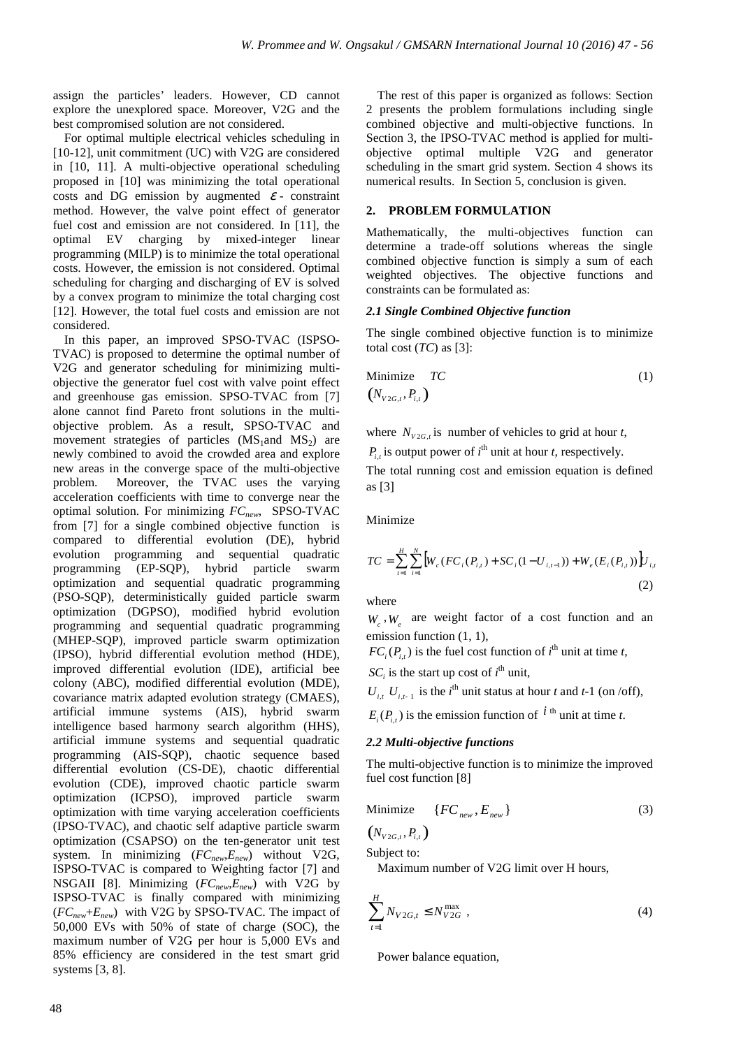assign the particles' leaders. However, CD cannot explore the unexplored space. Moreover, V2G and the best compromised solution are not considered.

For optimal multiple electrical vehicles scheduling in [10-12], unit commitment (UC) with V2G are considered in [10, 11]. A multi-objective operational scheduling proposed in [10] was minimizing the total operational costs and DG emission by augmented $\varepsilon$ - constraint method. However, the valve point effect of generator fuel cost and emission are not considered. In [11], the optimal EV charging by mixed-integer linear programming (MILP) is to minimize the total operational costs. However, the emission is not considered. Optimal scheduling for charging and discharging of EV is solved by a convex program to minimize the total charging cost [12]. However, the total fuel costs and emission are not considered.

In this paper, an improved SPSO-TVAC (ISPSO-TVAC) is proposed to determine the optimal number of V2G and generator scheduling for minimizing multi-objective the generator fuel cost with valve point effect and greenhouse gas emission. SPSO-TVAC from [7] alone cannot find Pareto front solutions in the multi-objective problem. As a result, SPSO-TVAC and movement strategies of particles ($MS_1$and $MS_2$) are newly combined to avoid the crowded area and explore new areas in the converge space of the multi-objective problem. Moreover, the TVAC uses the varying acceleration coefficients with time to converge near the optimal solution. For minimizing $FC_{new}$, SPSO-TVAC from [7] for a single combined objective function is compared to differential evolution (DE), hybrid evolution programming and sequential quadratic programming (EP-SQP), hybrid particle swarm optimization and sequential quadratic programming (PSO-SQP), deterministically guided particle swarm optimization (DGPSO), modified hybrid evolution programming and sequential quadratic programming (MHEP-SQP), improved particle swarm optimization (IPSO), hybrid differential evolution method (HDE), improved differential evolution (IDE), artificial bee colony (ABC), modified differential evolution (MDE), covariance matrix adapted evolution strategy (CMAES), artificial immune systems (AIS), hybrid swarm intelligence based harmony search algorithm (HHS), artificial immune systems and sequential quadratic programming (AIS-SQP), chaotic sequence based differential evolution (CS-DE), chaotic differential evolution (CDE), improved chaotic particle swarm optimization (ICPSO), improved particle swarm optimization with time varying acceleration coefficients (IPSO-TVAC), and chaotic self adaptive particle swarm optimization (CSAPSO) on the ten-generator unit test system. In minimizing ($FC_{new}$,$E_{new}$) without V2G, ISPSO-TVAC is compared to Weighting factor [7] and NSGAII [8]. Minimizing ($FC_{new}$,$E_{new}$) with V2G by ISPSO-TVAC is finally compared with minimizing ($FC_{new}$+$E_{new}$) with V2G by SPSO-TVAC. The impact of 50,000 EVs with 50% of state of charge (SOC), the maximum number of V2G per hour is 5,000 EVs and 85% efficiency are considered in the test smart grid systems [3, 8].

The rest of this paper is organized as follows: Section 2 presents the problem formulations including single combined objective and multi-objective functions. In Section 3, the IPSO-TVAC method is applied for multi-objective optimal multiple V2G and generator scheduling in the smart grid system. Section 4 shows its numerical results. In Section 5, conclusion is given.

## 2. PROBLEM FORMULATION

Mathematically, the multi-objectives function can determine a trade-off solutions whereas the single combined objective function is simply a sum of each weighted objectives. The objective functions and constraints can be formulated as:

### *2.1 Single Combined Objective function*

The single combined objective function is to minimize total cost ($TC$) as [3]:

$$\underset{(N_{V2G,t},\,P_{i,t})}{\text{Minimize}} \quad TC \tag{1}$$

where $N_{V2G,t}$ is number of vehicles to grid at hour $t$,

$P_{i,t}$ is output power of $i^{\text{th}}$ unit at hour $t$, respectively.

The total running cost and emission equation is defined as [3]

Minimize

$$TC = \sum_{t=1}^{H}\sum_{i=1}^{N}\left[W_c\left(FC_i(P_{i,t}) + SC_i(1-U_{i,t-1})\right) + W_e\left(E_i(P_{i,t})\right)\right]U_{i,t} \tag{2}$$

where

$W_c, W_e$ are weight factor of a cost function and an emission function (1, 1),

$FC_i(P_{i,t})$ is the fuel cost function of $i^{\text{th}}$ unit at time $t$,

$SC_i$ is the start up cost of $i^{\text{th}}$ unit,

$U_{i,t}$ $U_{i,t-1}$ is the $i^{\text{th}}$ unit status at hour $t$ and $t$-1 (on /off),

$E_i(P_{i,t})$ is the emission function of $i^{\text{th}}$ unit at time $t$.

### *2.2 Multi-objective functions*

The multi-objective function is to minimize the improved fuel cost function [8]

$$\underset{(N_{V2G,t},\,P_{i,t})}{\text{Minimize}} \quad \{FC_{new}, E_{new}\} \tag{3}$$

Subject to:

Maximum number of V2G limit over H hours,

$$\sum_{t=1}^{H} N_{V2G,t} \le N_{V2G}^{\max}\ , \tag{4}$$

Power balance equation,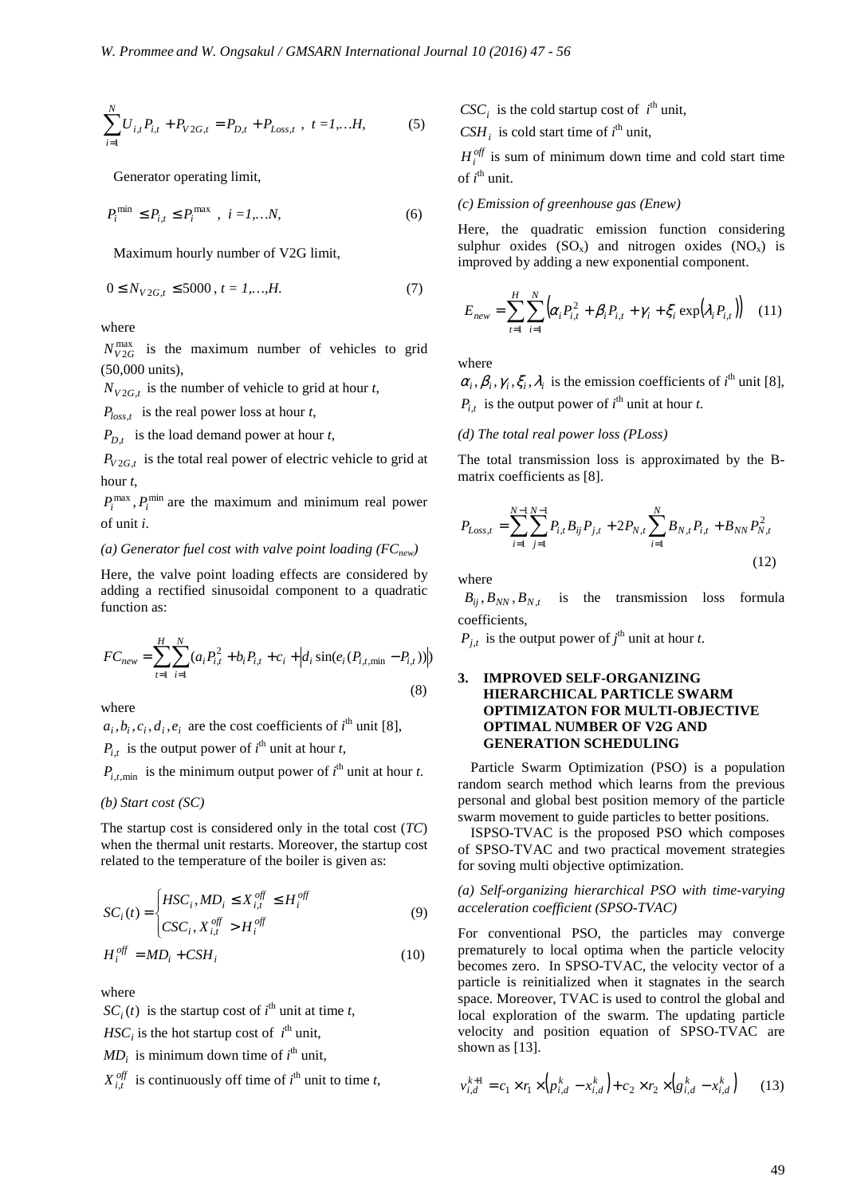$$\sum_{i=1}^{N} U_{i,t} P_{i,t} + P_{V2G,t} = P_{D,t} + P_{Loss,t} \ , \ t = 1,\ldots H, \tag{5}$$

Generator operating limit,

$$P_i^{\min} \le P_{i,t} \le P_i^{\max} \ , \ i = 1,\ldots N, \tag{6}$$

Maximum hourly number of V2G limit,

$$0 \le N_{V2G,t} \le 5000 \ , \ t = 1,\ldots,H. \tag{7}$$

where

$N_{V2G}^{\max}$ is the maximum number of vehicles to grid (50,000 units),

$N_{V2G,t}$ is the number of vehicle to grid at hour *t*,

$P_{loss,t}$ is the real power loss at hour *t*,

$P_{D,t}$ is the load demand power at hour *t*,

$P_{V2G,t}$ is the total real power of electric vehicle to grid at hour *t*,

$P_i^{\max}, P_i^{\min}$ are the maximum and minimum real power of unit *i*.

*(a) Generator fuel cost with valve point loading ($FC_{new}$)*

Here, the valve point loading effects are considered by adding a rectified sinusoidal component to a quadratic function as:

$$FC_{new} = \sum_{t=1}^{H} \sum_{i=1}^{N} (a_i P_{i,t}^2 + b_i P_{i,t} + c_i + \left| d_i \sin(e_i (P_{i,t,\min} - P_{i,t})) \right|) \tag{8}$$

where

$a_i, b_i, c_i, d_i, e_i$ are the cost coefficients of $i^{th}$ unit [8],

$P_{i,t}$ is the output power of $i^{th}$ unit at hour *t*,

$P_{i,t,\min}$ is the minimum output power of $i^{th}$ unit at hour *t*.

*(b) Start cost (SC)*

The startup cost is considered only in the total cost (*TC*) when the thermal unit restarts. Moreover, the startup cost related to the temperature of the boiler is given as:

$$SC_i(t) = \begin{cases} HSC_i, MD_i \le X_{i,t}^{off} \le H_i^{off} \\ CSC_i, X_{i,t}^{off} > H_i^{off} \end{cases} \tag{9}$$

$$H_i^{off} = MD_i + CSH_i \tag{10}$$

where

$SC_i(t)$ is the startup cost of $i^{th}$ unit at time *t*,

$HSC_i$ is the hot startup cost of $i^{th}$ unit,

$MD_i$ is minimum down time of $i^{th}$ unit,

$X_{i,t}^{off}$ is continuously off time of $i^{th}$ unit to time *t*,

$CSC_i$ is the cold startup cost of $i^{th}$ unit,

$CSH_i$ is cold start time of $i^{th}$ unit,

$H_i^{off}$ is sum of minimum down time and cold start time of $i^{th}$ unit.

*(c) Emission of greenhouse gas (Enew)*

Here, the quadratic emission function considering sulphur oxides ($SO_x$) and nitrogen oxides ($NO_x$) is improved by adding a new exponential component.

$$E_{new} = \sum_{t=1}^{H} \sum_{i=1}^{N} \left( \alpha_i P_{i,t}^2 + \beta_i P_{i,t} + \gamma_i + \xi_i \exp(\lambda_i P_{i,t}) \right) \tag{11}$$

where

$\alpha_i, \beta_i, \gamma_i, \xi_i, \lambda_i$ is the emission coefficients of $i^{th}$ unit [8],

$P_{i,t}$ is the output power of $i^{th}$ unit at hour *t*.

*(d) The total real power loss (PLoss)*

The total transmission loss is approximated by the B-matrix coefficients as [8].

$$P_{Loss,t} = \sum_{i=1}^{N-1} \sum_{j=1}^{N-1} P_{i,t} B_{ij} P_{j,t} + 2P_{N,t} \sum_{i=1}^{N} B_{N,t} P_{i,t} + B_{NN} P_{N,t}^2 \tag{12}$$

where

$B_{ij}, B_{NN}, B_{N,t}$ is the transmission loss formula coefficients,

$P_{j,t}$ is the output power of $j^{th}$ unit at hour *t*.

## 3. IMPROVED SELF-ORGANIZING HIERARCHICAL PARTICLE SWARM OPTIMIZATON FOR MULTI-OBJECTIVE OPTIMAL NUMBER OF V2G AND GENERATION SCHEDULING

Particle Swarm Optimization (PSO) is a population random search method which learns from the previous personal and global best position memory of the particle swarm movement to guide particles to better positions.

ISPSO-TVAC is the proposed PSO which composes of SPSO-TVAC and two practical movement strategies for soving multi objective optimization.

*(a) Self-organizing hierarchical PSO with time-varying acceleration coefficient (SPSO-TVAC)*

For conventional PSO, the particles may converge prematurely to local optima when the particle velocity becomes zero. In SPSO-TVAC, the velocity vector of a particle is reinitialized when it stagnates in the search space. Moreover, TVAC is used to control the global and local exploration of the swarm. The updating particle velocity and position equation of SPSO-TVAC are shown as [13].

$$v_{i,d}^{k+1} = c_1 \times r_1 \times \left( p_{i,d}^k - x_{i,d}^k \right) + c_2 \times r_2 \times \left( g_{i,d}^k - x_{i,d}^k \right) \tag{13}$$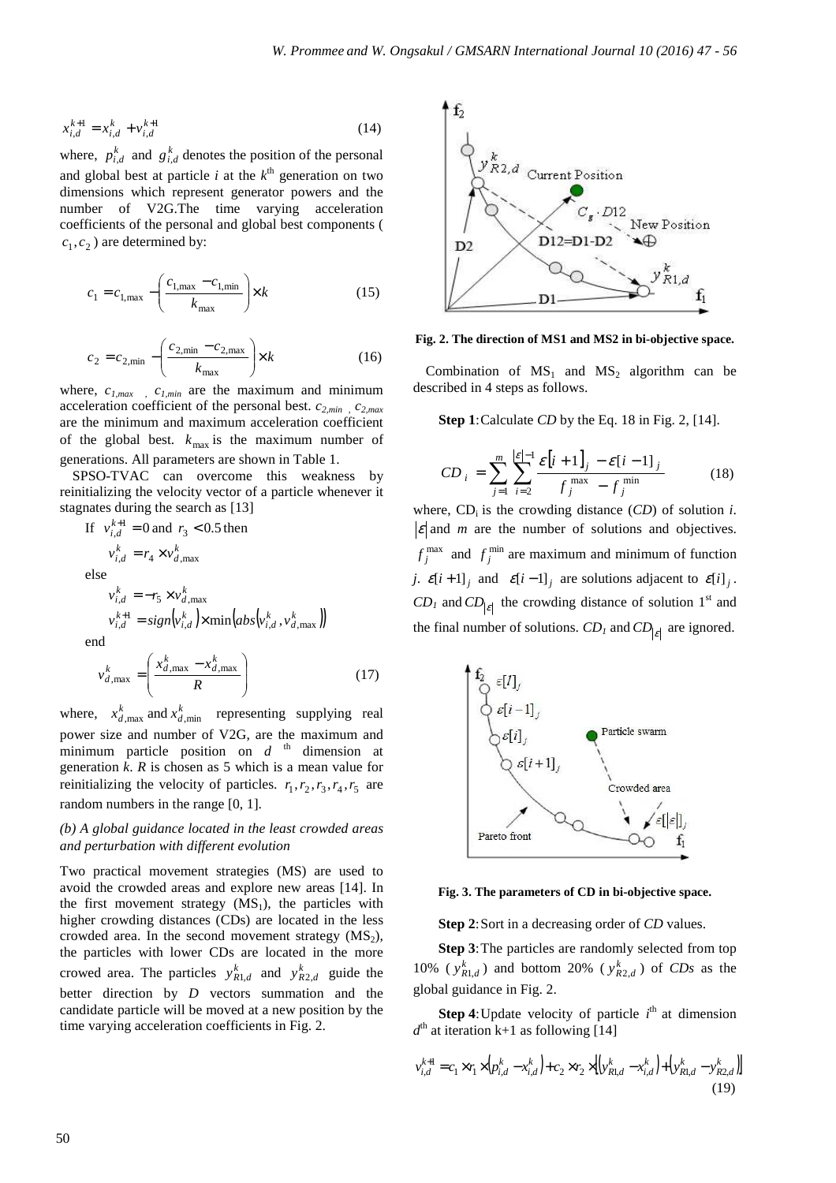$$x_{i,d}^{k+1} = x_{i,d}^{k} + v_{i,d}^{k+1} \tag{14}$$

where, $p_{i,d}^{k}$ and $g_{i,d}^{k}$ denotes the position of the personal and global best at particle $i$ at the $k^{\text{th}}$ generation on two dimensions which represent generator powers and the number of V2G.The time varying acceleration coefficients of the personal and global best components ($c_1, c_2$) are determined by:

$$c_1 = c_{1,\max} - \left(\frac{c_{1,\max} - c_{1,\min}}{k_{\max}}\right) \times k \tag{15}$$

$$c_2 = c_{2,\min} - \left(\frac{c_{2,\min} - c_{2,\max}}{k_{\max}}\right) \times k \tag{16}$$

where, $c_{1,max}$ , $c_{1,min}$ are the maximum and minimum acceleration coefficient of the personal best. $c_{2,min}$ , $c_{2,max}$ are the minimum and maximum acceleration coefficient of the global best. $k_{\max}$ is the maximum number of generations. All parameters are shown in Table 1.

SPSO-TVAC can overcome this weakness by reinitializing the velocity vector of a particle whenever it stagnates during the search as [13]

If $v_{i,d}^{k+1} = 0$ and $r_3 < 0.5$ then

$v_{i,d}^{k} = r_4 \times v_{d,\max}^{k}$

else

$v_{i,d}^{k} = -r_5 \times v_{d,\max}^{k}$

$v_{i,d}^{k+1} = sign\left(v_{i,d}^{k}\right) \times \min\left(abs\left(v_{i,d}^{k}, v_{d,\max}^{k}\right)\right)$

end

$$v_{d,\max}^{k} = \left(\frac{x_{d,\max}^{k} - x_{d,\max}^{k}}{R}\right) \tag{17}$$

where, $x_{d,\max}^{k}$ and $x_{d,\min}^{k}$ representing supplying real power size and number of V2G, are the maximum and minimum particle position on $d$ th dimension at generation $k$. $R$ is chosen as 5 which is a mean value for reinitializing the velocity of particles. $r_1, r_2, r_3, r_4, r_5$ are random numbers in the range [0, 1].

### (b) A global guidance located in the least crowded areas and perturbation with different evolution

Two practical movement strategies (MS) are used to avoid the crowded areas and explore new areas [14]. In the first movement strategy ($MS_1$), the particles with higher crowding distances (CDs) are located in the less crowded area. In the second movement strategy ($MS_2$), the particles with lower CDs are located in the more crowed area. The particles $y_{R1,d}^{k}$ and $y_{R2,d}^{k}$ guide the better direction by $D$ vectors summation and the candidate particle will be moved at a new position by the time varying acceleration coefficients in Fig. 2.

**Fig. 2. The direction of MS1 and MS2 in bi-objective space.**

Combination of $MS_1$ and $MS_2$ algorithm can be described in 4 steps as follows.

**Step 1**: Calculate *CD* by the Eq. 18 in Fig. 2, [14].

$$CD_i = \sum_{j=1}^{m} \sum_{i=2}^{|\varepsilon|-1} \frac{\varepsilon[i+1]_j - \varepsilon[i-1]_j}{f_j^{\max} - f_j^{\min}} \tag{18}$$

where, $CD_i$ is the crowding distance (*CD*) of solution $i$. $|\varepsilon|$ and $m$ are the number of solutions and objectives. $f_j^{\max}$ and $f_j^{\min}$ are maximum and minimum of function $j$. $\varepsilon[i+1]_j$ and $\varepsilon[i-1]_j$ are solutions adjacent to $\varepsilon[i]_j$. $CD_1$ and $CD_{|\varepsilon|}$ the crowding distance of solution 1st and the final number of solutions. $CD_1$ and $CD_{|\varepsilon|}$ are ignored.

**Fig. 3. The parameters of CD in bi-objective space.**

**Step 2**: Sort in a decreasing order of *CD* values.

**Step 3**: The particles are randomly selected from top 10% ($y_{R1,d}^{k}$) and bottom 20% ($y_{R2,d}^{k}$) of *CDs* as the global guidance in Fig. 2.

**Step 4**: Update velocity of particle $i^{\text{th}}$ at dimension $d^{\text{th}}$ at iteration k+1 as following [14]

$$v_{i,d}^{k+1} = c_1 \times r_1 \times \left(p_{i,d}^{k} - x_{i,d}^{k}\right) + c_2 \times r_2 \times \left[\left(y_{R1,d}^{k} - x_{i,d}^{k}\right) + \left(y_{R1,d}^{k} - y_{R2,d}^{k}\right)\right] \tag{19}$$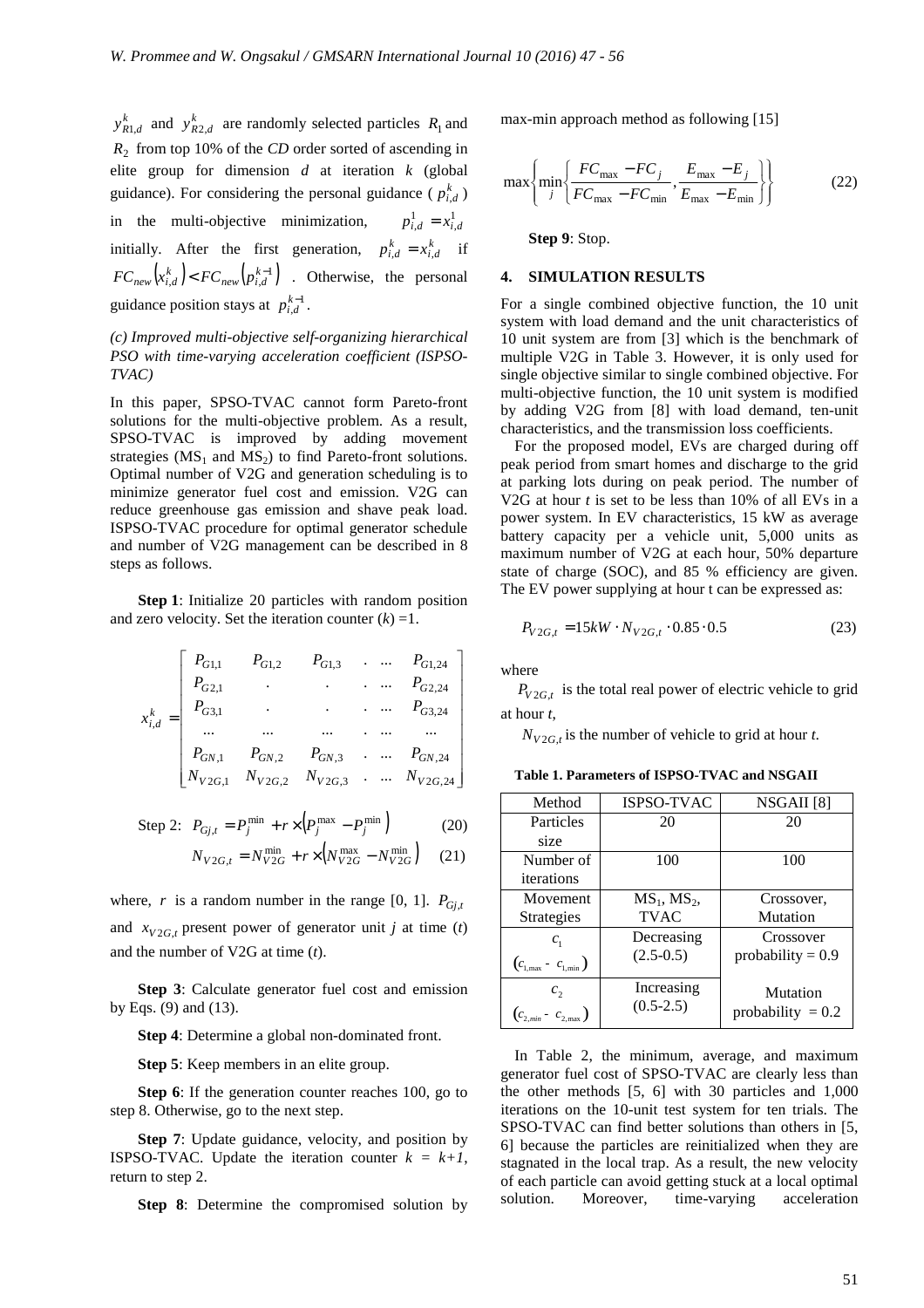$y_{R1,d}^{k}$ and $y_{R2,d}^{k}$ are randomly selected particles $R_1$ and $R_2$ from top 10% of the *CD* order sorted of ascending in elite group for dimension *d* at iteration *k* (global guidance). For considering the personal guidance ( $p_{i,d}^{k}$ ) in the multi-objective minimization, $p_{i,d}^{1} = x_{i,d}^{1}$ initially. After the first generation, $p_{i,d}^{k} = x_{i,d}^{k}$ if $FC_{new}\left(x_{i,d}^{k}\right) < FC_{new}\left(p_{i,d}^{k-1}\right)$ . Otherwise, the personal guidance position stays at $p_{i,d}^{k-1}$.

*(c) Improved multi-objective self-organizing hierarchical PSO with time-varying acceleration coefficient (ISPSO-TVAC)*

In this paper, SPSO-TVAC cannot form Pareto-front solutions for the multi-objective problem. As a result, SPSO-TVAC is improved by adding movement strategies ($MS_1$ and $MS_2$) to find Pareto-front solutions. Optimal number of V2G and generation scheduling is to minimize generator fuel cost and emission. V2G can reduce greenhouse gas emission and shave peak load. ISPSO-TVAC procedure for optimal generator schedule and number of V2G management can be described in 8 steps as follows.

**Step 1**: Initialize 20 particles with random position and zero velocity. Set the iteration counter ($k$) =1.

$$x_{i,d}^{k} = \begin{bmatrix} P_{G1,1} & P_{G1,2} & P_{G1,3} & . & ... & P_{G1,24} \\ P_{G2,1} & . & . & . & ... & P_{G2,24} \\ P_{G3,1} & . & . & . & ... & P_{G3,24} \\ ... & ... & ... & . & ... & ... \\ P_{GN,1} & P_{GN,2} & P_{GN,3} & . & ... & P_{GN,24} \\ N_{V2G,1} & N_{V2G,2} & N_{V2G,3} & . & ... & N_{V2G,24} \end{bmatrix}$$

Step 2: $P_{Gj,t} = P_{j}^{\min} + r \times \left(P_{j}^{\max} - P_{j}^{\min}\right)$ (20)

$$N_{V2G,t} = N_{V2G}^{\min} + r \times \left(N_{V2G}^{\max} - N_{V2G}^{\min}\right) \quad (21)$$

where, $r$ is a random number in the range [0, 1]. $P_{Gj,t}$ and $x_{V2G,t}$ present power of generator unit $j$ at time ($t$) and the number of V2G at time ($t$).

**Step 3**: Calculate generator fuel cost and emission by Eqs. (9) and (13).

**Step 4**: Determine a global non-dominated front.

**Step 5**: Keep members in an elite group.

**Step 6**: If the generation counter reaches 100, go to step 8. Otherwise, go to the next step.

**Step 7**: Update guidance, velocity, and position by ISPSO-TVAC. Update the iteration counter $k = k+1$, return to step 2.

**Step 8**: Determine the compromised solution by max-min approach method as following [15]

$$\max\left\{\min_{j}\left\{\frac{FC_{\max} - FC_{j}}{FC_{\max} - FC_{\min}}, \frac{E_{\max} - E_{j}}{E_{\max} - E_{\min}}\right\}\right\} \quad (22)$$

**Step 9**: Stop.

## 4. SIMULATION RESULTS

For a single combined objective function, the 10 unit system with load demand and the unit characteristics of 10 unit system are from [3] which is the benchmark of multiple V2G in Table 3. However, it is only used for single objective similar to single combined objective. For multi-objective function, the 10 unit system is modified by adding V2G from [8] with load demand, ten-unit characteristics, and the transmission loss coefficients.

For the proposed model, EVs are charged during off peak period from smart homes and discharge to the grid at parking lots during on peak period. The number of V2G at hour *t* is set to be less than 10% of all EVs in a power system. In EV characteristics, 15 kW as average battery capacity per a vehicle unit, 5,000 units as maximum number of V2G at each hour, 50% departure state of charge (SOC), and 85 % efficiency are given. The EV power supplying at hour t can be expressed as:

$$P_{V2G,t} = 15kW \cdot N_{V2G,t} \cdot 0.85 \cdot 0.5 \quad (23)$$

where

$P_{V2G,t}$ is the total real power of electric vehicle to grid at hour *t*,

$N_{V2G,t}$ is the number of vehicle to grid at hour *t*.

**Table 1. Parameters of ISPSO-TVAC and NSGAII**

| Method | ISPSO-TVAC | NSGAII [8] |
|---|---|---|
| Particles size | 20 | 20 |
| Number of iterations | 100 | 100 |
| Movement Strategies | $MS_1$, $MS_2$, TVAC | Crossover, Mutation |
| $c_1$ ($c_{1,\max}$ - $c_{1,\min}$) | Decreasing (2.5-0.5) | Crossover probability = 0.9 |
| $c_2$ ($c_{2,min}$ - $c_{2,\max}$) | Increasing (0.5-2.5) | Mutation probability = 0.2 |

In Table 2, the minimum, average, and maximum generator fuel cost of SPSO-TVAC are clearly less than the other methods [5, 6] with 30 particles and 1,000 iterations on the 10-unit test system for ten trials. The SPSO-TVAC can find better solutions than others in [5, 6] because the particles are reinitialized when they are stagnated in the local trap. As a result, the new velocity of each particle can avoid getting stuck at a local optimal solution. Moreover, time-varying acceleration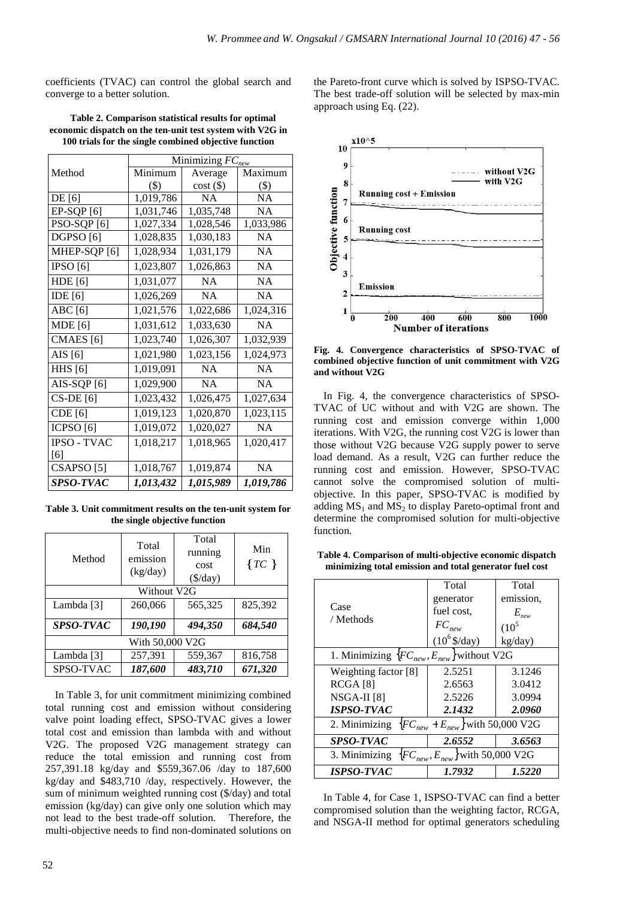coefficients (TVAC) can control the global search and converge to a better solution.

**Table 2. Comparison statistical results for optimal economic dispatch on the ten-unit test system with V2G in 100 trials for the single combined objective function**

| Method | Minimizing $FC_{new}$ | | |
|---|---|---|---|
| | Minimum ($) | Average cost ($) | Maximum ($) |
| DE [6] | 1,019,786 | NA | NA |
| EP-SQP [6] | 1,031,746 | 1,035,748 | NA |
| PSO-SQP [6] | 1,027,334 | 1,028,546 | 1,033,986 |
| DGPSO [6] | 1,028,835 | 1,030,183 | NA |
| MHEP-SQP [6] | 1,028,934 | 1,031,179 | NA |
| IPSO [6] | 1,023,807 | 1,026,863 | NA |
| HDE [6] | 1,031,077 | NA | NA |
| IDE [6] | 1,026,269 | NA | NA |
| ABC [6] | 1,021,576 | 1,022,686 | 1,024,316 |
| MDE [6] | 1,031,612 | 1,033,630 | NA |
| CMAES [6] | 1,023,740 | 1,026,307 | 1,032,939 |
| AIS [6] | 1,021,980 | 1,023,156 | 1,024,973 |
| HHS [6] | 1,019,091 | NA | NA |
| AIS-SQP [6] | 1,029,900 | NA | NA |
| CS-DE [6] | 1,023,432 | 1,026,475 | 1,027,634 |
| CDE [6] | 1,019,123 | 1,020,870 | 1,023,115 |
| ICPSO [6] | 1,019,072 | 1,020,027 | NA |
| IPSO - TVAC [6] | 1,018,217 | 1,018,965 | 1,020,417 |
| CSAPSO [5] | 1,018,767 | 1,019,874 | NA |
| ***SPSO-TVAC*** | ***1,013,432*** | ***1,015,989*** | ***1,019,786*** |

**Table 3. Unit commitment results on the ten-unit system for the single objective function**

| Method | Total emission (kg/day) | Total running cost ($/day) | Min $\{TC\}$ |
|---|---|---|---|
| Without V2G | | | |
| Lambda [3] | 260,066 | 565,325 | 825,392 |
| ***SPSO-TVAC*** | ***190,190*** | ***494,350*** | ***684,540*** |
| With 50,000 V2G | | | |
| Lambda [3] | 257,391 | 559,367 | 816,758 |
| SPSO-TVAC | ***187,600*** | ***483,710*** | ***671,320*** |

In Table 3, for unit commitment minimizing combined total running cost and emission without considering valve point loading effect, SPSO-TVAC gives a lower total cost and emission than lambda with and without V2G. The proposed V2G management strategy can reduce the total emission and running cost from 257,391.18 kg/day and $559,367.06 /day to 187,600 kg/day and $483,710 /day, respectively. However, the sum of minimum weighted running cost ($/day) and total emission (kg/day) can give only one solution which may not lead to the best trade-off solution. Therefore, the multi-objective needs to find non-dominated solutions on the Pareto-front curve which is solved by ISPSO-TVAC. The best trade-off solution will be selected by max-min approach using Eq. (22).

**Fig. 4. Convergence characteristics of SPSO-TVAC of combined objective function of unit commitment with V2G and without V2G**

In Fig. 4, the convergence characteristics of SPSO-TVAC of UC without and with V2G are shown. The running cost and emission converge within 1,000 iterations. With V2G, the running cost V2G is lower than those without V2G because V2G supply power to serve load demand. As a result, V2G can further reduce the running cost and emission. However, SPSO-TVAC cannot solve the compromised solution of multi-objective. In this paper, SPSO-TVAC is modified by adding $MS_1$ and $MS_2$ to display Pareto-optimal front and determine the compromised solution for multi-objective function.

**Table 4. Comparison of multi-objective economic dispatch minimizing total emission and total generator fuel cost**

| Case / Methods | Total generator fuel cost, $FC_{new}$ ($10^6$ $/day) | Total emission, $E_{new}$ ($10^5$ kg/day) |
|---|---|---|
| 1. Minimizing $\{FC_{new}, E_{new}\}$ without V2G | | |
| Weighting factor [8] | 2.5251 | 3.1246 |
| RCGA [8] | 2.6563 | 3.0412 |
| NSGA-II [8] | 2.5226 | 3.0994 |
| ***ISPSO-TVAC*** | ***2.1432*** | ***2.0960*** |
| 2. Minimizing $\{FC_{new} + E_{new}\}$ with 50,000 V2G | | |
| ***SPSO-TVAC*** | ***2.6552*** | ***3.6563*** |
| 3. Minimizing $\{FC_{new}, E_{new}\}$ with 50,000 V2G | | |
| ***ISPSO-TVAC*** | ***1.7932*** | ***1.5220*** |

In Table 4, for Case 1, ISPSO-TVAC can find a better compromised solution than the weighting factor, RCGA, and NSGA-II method for optimal generators scheduling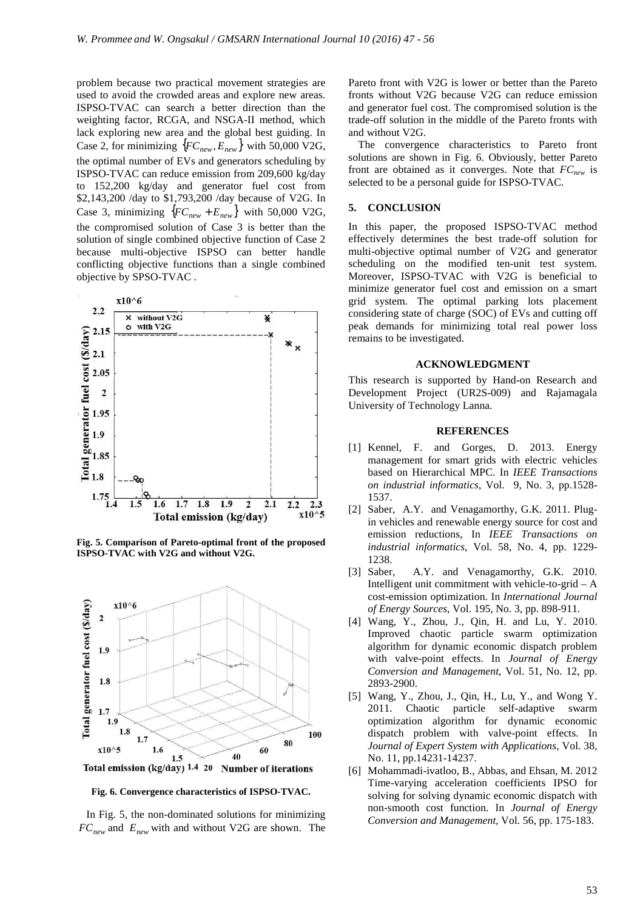problem because two practical movement strategies are used to avoid the crowded areas and explore new areas. ISPSO-TVAC can search a better direction than the weighting factor, RCGA, and NSGA-II method, which lack exploring new area and the global best guiding. In Case 2, for minimizing $\{FC_{new}, E_{new}\}$ with 50,000 V2G, the optimal number of EVs and generators scheduling by ISPSO-TVAC can reduce emission from 209,600 kg/day to 152,200 kg/day and generator fuel cost from \$2,143,200 /day to \$1,793,200 /day because of V2G. In Case 3, minimizing $\{FC_{new} + E_{new}\}$ with 50,000 V2G, the compromised solution of Case 3 is better than the solution of single combined objective function of Case 2 because multi-objective ISPSO can better handle conflicting objective functions than a single combined objective by SPSO-TVAC .

**Fig. 5. Comparison of Pareto-optimal front of the proposed ISPSO-TVAC with V2G and without V2G.**

**Fig. 6. Convergence characteristics of ISPSO-TVAC.**

In Fig. 5, the non-dominated solutions for minimizing $FC_{new}$ and $E_{new}$ with and without V2G are shown. The Pareto front with V2G is lower or better than the Pareto fronts without V2G because V2G can reduce emission and generator fuel cost. The compromised solution is the trade-off solution in the middle of the Pareto fronts with and without V2G.

The convergence characteristics to Pareto front solutions are shown in Fig. 6. Obviously, better Pareto front are obtained as it converges. Note that $FC_{new}$ is selected to be a personal guide for ISPSO-TVAC.

## 5. CONCLUSION

In this paper, the proposed ISPSO-TVAC method effectively determines the best trade-off solution for multi-objective optimal number of V2G and generator scheduling on the modified ten-unit test system. Moreover, ISPSO-TVAC with V2G is beneficial to minimize generator fuel cost and emission on a smart grid system. The optimal parking lots placement considering state of charge (SOC) of EVs and cutting off peak demands for minimizing total real power loss remains to be investigated.

## ACKNOWLEDGMENT

This research is supported by Hand-on Research and Development Project (UR2S-009) and Rajamagala University of Technology Lanna.

## REFERENCES

[1] Kennel, F. and Gorges, D. 2013. Energy management for smart grids with electric vehicles based on Hierarchical MPC. In *IEEE Transactions on industrial informatics*, Vol. 9, No. 3, pp.1528-1537.

[2] Saber, A.Y. and Venagamorthy, G.K. 2011. Plug-in vehicles and renewable energy source for cost and emission reductions, In *IEEE Transactions on industrial informatics*, Vol. 58, No. 4, pp. 1229-1238.

[3] Saber, A.Y. and Venagamorthy, G.K. 2010. Intelligent unit commitment with vehicle-to-grid – A cost-emission optimization. In *International Journal of Energy Sources*, Vol. 195, No. 3, pp. 898-911.

[4] Wang, Y., Zhou, J., Qin, H. and Lu, Y. 2010. Improved chaotic particle swarm optimization algorithm for dynamic economic dispatch problem with valve-point effects. In *Journal of Energy Conversion and Management*, Vol. 51, No. 12, pp. 2893-2900.

[5] Wang, Y., Zhou, J., Qin, H., Lu, Y., and Wong Y. 2011. Chaotic particle self-adaptive swarm optimization algorithm for dynamic economic dispatch problem with valve-point effects. In *Journal of Expert System with Applications*, Vol. 38, No. 11, pp.14231-14237.

[6] Mohammadi-ivatloo, B., Abbas, and Ehsan, M. 2012 Time-varying acceleration coefficients IPSO for solving for solving dynamic economic dispatch with non-smooth cost function. In *Journal of Energy Conversion and Management*, Vol. 56, pp. 175-183.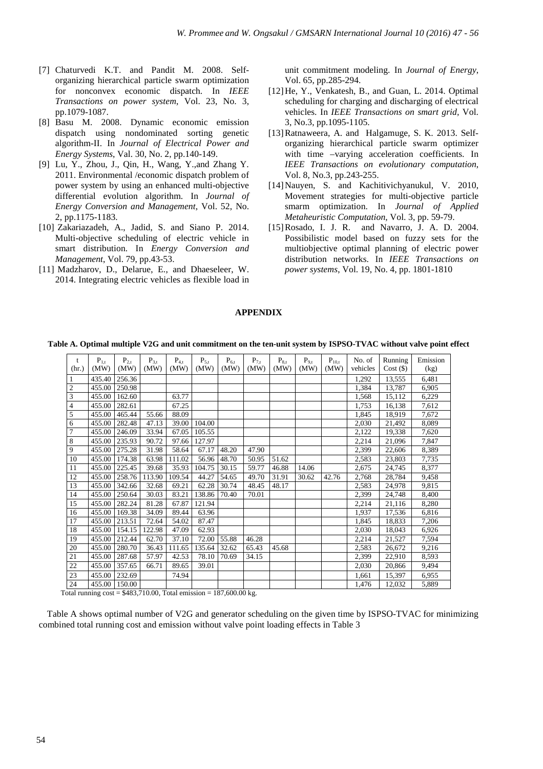[7] Chaturvedi K.T. and Pandit M. 2008. Self-organizing hierarchical particle swarm optimization for nonconvex economic dispatch. In *IEEE Transactions on power system*, Vol. 23, No. 3, pp.1079-1087.

[8] Basu M. 2008. Dynamic economic emission dispatch using nondominated sorting genetic algorithm-II. In *Journal of Electrical Power and Energy Systems*, Val. 30, No. 2, pp.140-149.

[9] Lu, Y., Zhou, J., Qin, H., Wang, Y.,and Zhang Y. 2011. Environmental /economic dispatch problem of power system by using an enhanced multi-objective differential evolution algorithm. In *Journal of Energy Conversion and Management*, Vol. 52, No. 2, pp.1175-1183.

[10] Zakariazadeh, A., Jadid, S. and Siano P. 2014. Multi-objective scheduling of electric vehicle in smart distribution. In *Energy Conversion and Management*, Vol. 79, pp.43-53.

[11] Madzharov, D., Delarue, E., and Dhaeseleer, W. 2014. Integrating electric vehicles as flexible load in unit commitment modeling. In *Journal of Energy*, Vol. 65, pp.285-294.

[12] He, Y., Venkatesh, B., and Guan, L. 2014. Optimal scheduling for charging and discharging of electrical vehicles. In *IEEE Transactions on smart grid*, Vol. 3, No.3, pp.1095-1105.

[13] Ratnaweera, A. and Halgamuge, S. K. 2013. Self-organizing hierarchical particle swarm optimizer with time –varying acceleration coefficients. In *IEEE Transactions on evolutionary computation*, Vol. 8, No.3, pp.243-255.

[14] Nauyen, S. and Kachitivichyanukul, V. 2010, Movement strategies for multi-objective particle smarm optimization. In *Journal of Applied Metaheuristic Computation*, Vol. 3, pp. 59-79.

[15] Rosado, I. J. R. and Navarro, J. A. D. 2004. Possibilistic model based on fuzzy sets for the multiobjective optimal planning of electric power distribution networks. In *IEEE Transactions on power systems*, Vol. 19, No. 4, pp. 1801-1810

## APPENDIX

**Table A. Optimal multiple V2G and unit commitment on the ten-unit system by ISPSO-TVAC without valve point effect**

| t (hr.) | $P_{1,t}$ (MW) | $P_{2,t}$ (MW) | $P_{3,t}$ (MW) | $P_{4,t}$ (MW) | $P_{5,t}$ (MW) | $P_{6,t}$ (MW) | $P_{7,t}$ (MW) | $P_{8,t}$ (MW) | $P_{9,t}$ (MW) | $P_{10,t}$ (MW) | No. of vehicles | Running Cost ($) | Emission (kg) |
|---|---|---|---|---|---|---|---|---|---|---|---|---|---|
| 1 | 435.40 | 256.36 | | | | | | | | | 1,292 | 13,555 | 6,481 |
| 2 | 455.00 | 250.98 | | | | | | | | | 1,384 | 13,787 | 6,905 |
| 3 | 455.00 | 162.60 | | 63.77 | | | | | | | 1,568 | 15,112 | 6,229 |
| 4 | 455.00 | 282.61 | | 67.25 | | | | | | | 1,753 | 16,138 | 7,612 |
| 5 | 455.00 | 465.44 | 55.66 | 88.09 | | | | | | | 1,845 | 18,919 | 7,672 |
| 6 | 455.00 | 282.48 | 47.13 | 39.00 | 104.00 | | | | | | 2,030 | 21,492 | 8,089 |
| 7 | 455.00 | 246.09 | 33.94 | 67.05 | 105.55 | | | | | | 2,122 | 19,338 | 7,620 |
| 8 | 455.00 | 235.93 | 90.72 | 97.66 | 127.97 | | | | | | 2,214 | 21,096 | 7,847 |
| 9 | 455.00 | 275.28 | 31.98 | 58.64 | 67.17 | 48.20 | 47.90 | | | | 2,399 | 22,606 | 8,389 |
| 10 | 455.00 | 174.38 | 63.98 | 111.02 | 56.96 | 48.70 | 50.95 | 51.62 | | | 2,583 | 23,803 | 7,735 |
| 11 | 455.00 | 225.45 | 39.68 | 35.93 | 104.75 | 30.15 | 59.77 | 46.88 | 14.06 | | 2,675 | 24,745 | 8,377 |
| 12 | 455.00 | 258.76 | 113.90 | 109.54 | 44.27 | 54.65 | 49.70 | 31.91 | 30.62 | 42.76 | 2,768 | 28,784 | 9,458 |
| 13 | 455.00 | 342.66 | 32.68 | 69.21 | 62.28 | 30.74 | 48.45 | 48.17 | | | 2,583 | 24,978 | 9,815 |
| 14 | 455.00 | 250.64 | 30.03 | 83.21 | 138.86 | 70.40 | 70.01 | | | | 2,399 | 24,748 | 8,400 |
| 15 | 455.00 | 282.24 | 81.28 | 67.87 | 121.94 | | | | | | 2,214 | 21,116 | 8,280 |
| 16 | 455.00 | 169.38 | 34.09 | 89.44 | 63.96 | | | | | | 1,937 | 17,536 | 6,816 |
| 17 | 455.00 | 213.51 | 72.64 | 54.02 | 87.47 | | | | | | 1,845 | 18,833 | 7,206 |
| 18 | 455.00 | 154.15 | 122.98 | 47.09 | 62.93 | | | | | | 2,030 | 18,043 | 6,926 |
| 19 | 455.00 | 212.44 | 62.70 | 37.10 | 72.00 | 55.88 | 46.28 | | | | 2,214 | 21,527 | 7,594 |
| 20 | 455.00 | 280.70 | 36.43 | 111.65 | 135.64 | 32.62 | 65.43 | 45.68 | | | 2,583 | 26,672 | 9,216 |
| 21 | 455.00 | 287.68 | 57.97 | 42.53 | 78.10 | 70.69 | 34.15 | | | | 2,399 | 22,910 | 8,593 |
| 22 | 455.00 | 357.65 | 66.71 | 89.65 | 39.01 | | | | | | 2,030 | 20,866 | 9,494 |
| 23 | 455.00 | 232.69 | | 74.94 | | | | | | | 1,661 | 15,397 | 6,955 |
| 24 | 455.00 | 150.00 | | | | | | | | | 1,476 | 12,032 | 5,889 |

Total running cost = $483,710.00, Total emission = 187,600.00 kg.

Table A shows optimal number of V2G and generator scheduling on the given time by ISPSO-TVAC for minimizing combined total running cost and emission without valve point loading effects in Table 3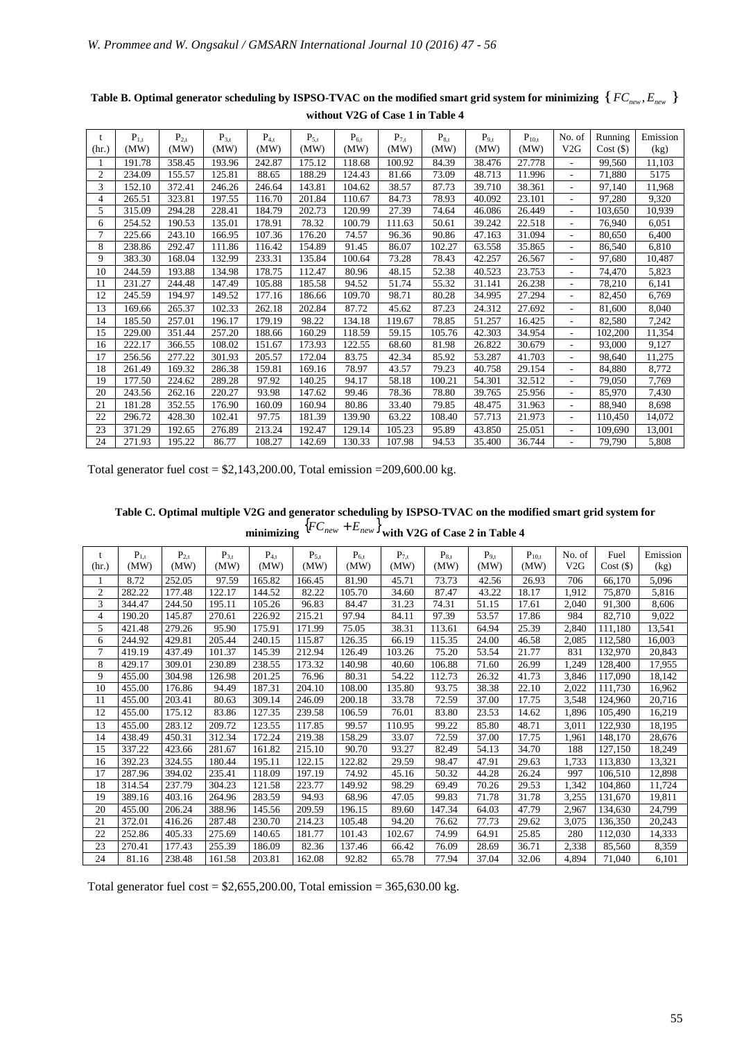**Table B. Optimal generator scheduling by ISPSO-TVAC on the modified smart grid system for minimizing $\{FC_{new}, E_{new}\}$ without V2G of Case 1 in Table 4**

| t (hr.) | $P_{1,t}$ (MW) | $P_{2,t}$ (MW) | $P_{3,t}$ (MW) | $P_{4,t}$ (MW) | $P_{5,t}$ (MW) | $P_{6,t}$ (MW) | $P_{7,t}$ (MW) | $P_{8,t}$ (MW) | $P_{9,t}$ (MW) | $P_{10,t}$ (MW) | No. of V2G | Running Cost ($) | Emission (kg) |
|---|---|---|---|---|---|---|---|---|---|---|---|---|---|
| 1 | 191.78 | 358.45 | 193.96 | 242.87 | 175.12 | 118.68 | 100.92 | 84.39 | 38.476 | 27.778 | - | 99,560 | 11,103 |
| 2 | 234.09 | 155.57 | 125.81 | 88.65 | 188.29 | 124.43 | 81.66 | 73.09 | 48.713 | 11.996 | - | 71,880 | 5175 |
| 3 | 152.10 | 372.41 | 246.26 | 246.64 | 143.81 | 104.62 | 38.57 | 87.73 | 39.710 | 38.361 | - | 97,140 | 11,968 |
| 4 | 265.51 | 323.81 | 197.55 | 116.70 | 201.84 | 110.67 | 84.73 | 78.93 | 40.092 | 23.101 | - | 97,280 | 9,320 |
| 5 | 315.09 | 294.28 | 228.41 | 184.79 | 202.73 | 120.99 | 27.39 | 74.64 | 46.086 | 26.449 | - | 103,650 | 10,939 |
| 6 | 254.52 | 190.53 | 135.01 | 178.91 | 78.32 | 100.79 | 111.63 | 50.61 | 39.242 | 22.518 | - | 76,940 | 6,051 |
| 7 | 225.66 | 243.10 | 166.95 | 107.36 | 176.20 | 74.57 | 96.36 | 90.86 | 47.163 | 31.094 | - | 80,650 | 6,400 |
| 8 | 238.86 | 292.47 | 111.86 | 116.42 | 154.89 | 91.45 | 86.07 | 102.27 | 63.558 | 35.865 | - | 86,540 | 6,810 |
| 9 | 383.30 | 168.04 | 132.99 | 233.31 | 135.84 | 100.64 | 73.28 | 78.43 | 42.257 | 26.567 | - | 97,680 | 10,487 |
| 10 | 244.59 | 193.88 | 134.98 | 178.75 | 112.47 | 80.96 | 48.15 | 52.38 | 40.523 | 23.753 | - | 74,470 | 5,823 |
| 11 | 231.27 | 244.48 | 147.49 | 105.88 | 185.58 | 94.52 | 51.74 | 55.32 | 31.141 | 26.238 | - | 78,210 | 6,141 |
| 12 | 245.59 | 194.97 | 149.52 | 177.16 | 186.66 | 109.70 | 98.71 | 80.28 | 34.995 | 27.294 | - | 82,450 | 6,769 |
| 13 | 169.66 | 265.37 | 102.33 | 262.18 | 202.84 | 87.72 | 45.62 | 87.23 | 24.312 | 27.692 | - | 81,600 | 8,040 |
| 14 | 185.50 | 257.01 | 196.17 | 179.19 | 98.22 | 134.18 | 119.67 | 78.85 | 51.257 | 16.425 | - | 82,580 | 7,242 |
| 15 | 229.00 | 351.44 | 257.20 | 188.66 | 160.29 | 118.59 | 59.15 | 105.76 | 42.303 | 34.954 | - | 102,200 | 11,354 |
| 16 | 222.17 | 366.55 | 108.02 | 151.67 | 173.93 | 122.55 | 68.60 | 81.98 | 26.822 | 30.679 | - | 93,000 | 9,127 |
| 17 | 256.56 | 277.22 | 301.93 | 205.57 | 172.04 | 83.75 | 42.34 | 85.92 | 53.287 | 41.703 | - | 98,640 | 11,275 |
| 18 | 261.49 | 169.32 | 286.38 | 159.81 | 169.16 | 78.97 | 43.57 | 79.23 | 40.758 | 29.154 | - | 84,880 | 8,772 |
| 19 | 177.50 | 224.62 | 289.28 | 97.92 | 140.25 | 94.17 | 58.18 | 100.21 | 54.301 | 32.512 | - | 79,050 | 7,769 |
| 20 | 243.56 | 262.16 | 220.27 | 93.98 | 147.62 | 99.46 | 78.36 | 78.80 | 39.765 | 25.956 | - | 85,970 | 7,430 |
| 21 | 181.28 | 352.55 | 176.90 | 160.09 | 160.94 | 80.86 | 33.40 | 79.85 | 48.475 | 31.963 | - | 88,940 | 8,698 |
| 22 | 296.72 | 428.30 | 102.41 | 97.75 | 181.39 | 139.90 | 63.22 | 108.40 | 57.713 | 21.973 | - | 110,450 | 14,072 |
| 23 | 371.29 | 192.65 | 276.89 | 213.24 | 192.47 | 129.14 | 105.23 | 95.89 | 43.850 | 25.051 | - | 109,690 | 13,001 |
| 24 | 271.93 | 195.22 | 86.77 | 108.27 | 142.69 | 130.33 | 107.98 | 94.53 | 35.400 | 36.744 | - | 79,790 | 5,808 |

Total generator fuel cost = $2,143,200.00, Total emission =209,600.00 kg.

**Table C. Optimal multiple V2G and generator scheduling by ISPSO-TVAC on the modified smart grid system for minimizing $\{FC_{new} + E_{new}\}$ with V2G of Case 2 in Table 4**

| t (hr.) | $P_{1,t}$ (MW) | $P_{2,t}$ (MW) | $P_{3,t}$ (MW) | $P_{4,t}$ (MW) | $P_{5,t}$ (MW) | $P_{6,t}$ (MW) | $P_{7,t}$ (MW) | $P_{8,t}$ (MW) | $P_{9,t}$ (MW) | $P_{10,t}$ (MW) | No. of V2G | Fuel Cost ($) | Emission (kg) |
|---|---|---|---|---|---|---|---|---|---|---|---|---|---|
| 1 | 8.72 | 252.05 | 97.59 | 165.82 | 166.45 | 81.90 | 45.71 | 73.73 | 42.56 | 26.93 | 706 | 66,170 | 5,096 |
| 2 | 282.22 | 177.48 | 122.17 | 144.52 | 82.22 | 105.70 | 34.60 | 87.47 | 43.22 | 18.17 | 1,912 | 75,870 | 5,816 |
| 3 | 344.47 | 244.50 | 195.11 | 105.26 | 96.83 | 84.47 | 31.23 | 74.31 | 51.15 | 17.61 | 2,040 | 91,300 | 8,606 |
| 4 | 190.20 | 145.87 | 270.61 | 226.92 | 215.21 | 97.94 | 84.11 | 97.39 | 53.57 | 17.86 | 984 | 82,710 | 9,022 |
| 5 | 421.48 | 279.26 | 95.90 | 175.91 | 171.99 | 75.05 | 38.31 | 113.61 | 64.94 | 25.39 | 2,840 | 111,180 | 13,541 |
| 6 | 244.92 | 429.81 | 205.44 | 240.15 | 115.87 | 126.35 | 66.19 | 115.35 | 24.00 | 46.58 | 2,085 | 112,580 | 16,003 |
| 7 | 419.19 | 437.49 | 101.37 | 145.39 | 212.94 | 126.49 | 103.26 | 75.20 | 53.54 | 21.77 | 831 | 132,970 | 20,843 |
| 8 | 429.17 | 309.01 | 230.89 | 238.55 | 173.32 | 140.98 | 40.60 | 106.88 | 71.60 | 26.99 | 1,249 | 128,400 | 17,955 |
| 9 | 455.00 | 304.98 | 126.98 | 201.25 | 76.96 | 80.31 | 54.22 | 112.73 | 26.32 | 41.73 | 3,846 | 117,090 | 18,142 |
| 10 | 455.00 | 176.86 | 94.49 | 187.31 | 204.10 | 108.00 | 135.80 | 93.75 | 38.38 | 22.10 | 2,022 | 111,730 | 16,962 |
| 11 | 455.00 | 203.41 | 80.63 | 309.14 | 246.09 | 200.18 | 33.78 | 72.59 | 37.00 | 17.75 | 3,548 | 124,960 | 20,716 |
| 12 | 455.00 | 175.12 | 83.86 | 127.35 | 239.58 | 106.59 | 76.01 | 83.80 | 23.53 | 14.62 | 1,896 | 105,490 | 16,219 |
| 13 | 455.00 | 283.12 | 209.72 | 123.55 | 117.85 | 99.57 | 110.95 | 99.22 | 85.80 | 48.71 | 3,011 | 122,930 | 18,195 |
| 14 | 438.49 | 450.31 | 312.34 | 172.24 | 219.38 | 158.29 | 33.07 | 72.59 | 37.00 | 17.75 | 1,961 | 148,170 | 28,676 |
| 15 | 337.22 | 423.66 | 281.67 | 161.82 | 215.10 | 90.70 | 93.27 | 82.49 | 54.13 | 34.70 | 188 | 127,150 | 18,249 |
| 16 | 392.23 | 324.55 | 180.44 | 195.11 | 122.15 | 122.82 | 29.59 | 98.47 | 47.91 | 29.63 | 1,733 | 113,830 | 13,321 |
| 17 | 287.96 | 394.02 | 235.41 | 118.09 | 197.19 | 74.92 | 45.16 | 50.32 | 44.28 | 26.24 | 997 | 106,510 | 12,898 |
| 18 | 314.54 | 237.79 | 304.23 | 121.58 | 223.77 | 149.92 | 98.29 | 69.49 | 70.26 | 29.53 | 1,342 | 104,860 | 11,724 |
| 19 | 389.16 | 403.16 | 264.96 | 283.59 | 94.93 | 68.96 | 47.05 | 99.83 | 71.78 | 31.78 | 3,255 | 131,670 | 19,811 |
| 20 | 455.00 | 206.24 | 388.96 | 145.56 | 209.59 | 196.15 | 89.60 | 147.34 | 64.03 | 47.79 | 2,967 | 134,630 | 24,799 |
| 21 | 372.01 | 416.26 | 287.48 | 230.70 | 214.23 | 105.48 | 94.20 | 76.62 | 77.73 | 29.62 | 3,075 | 136,350 | 20,243 |
| 22 | 252.86 | 405.33 | 275.69 | 140.65 | 181.77 | 101.43 | 102.67 | 74.99 | 64.91 | 25.85 | 280 | 112,030 | 14,333 |
| 23 | 270.41 | 177.43 | 255.39 | 186.09 | 82.36 | 137.46 | 66.42 | 76.09 | 28.69 | 36.71 | 2,338 | 85,560 | 8,359 |
| 24 | 81.16 | 238.48 | 161.58 | 203.81 | 162.08 | 92.82 | 65.78 | 77.94 | 37.04 | 32.06 | 4,894 | 71,040 | 6,101 |

Total generator fuel cost = $2,655,200.00, Total emission = 365,630.00 kg.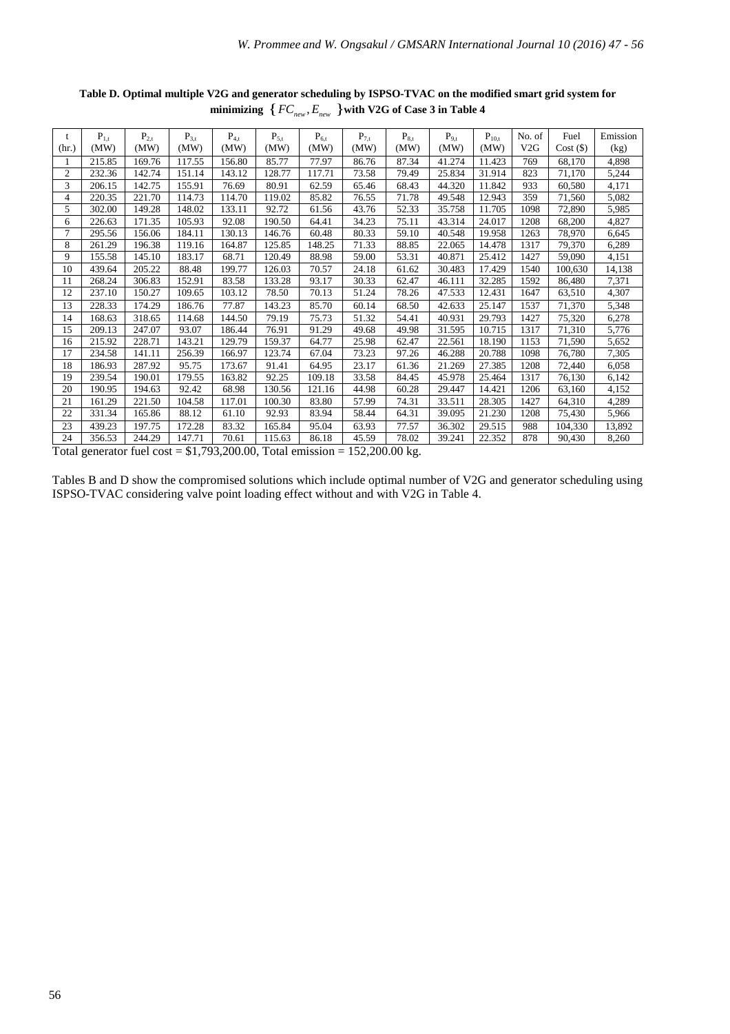**Table D. Optimal multiple V2G and generator scheduling by ISPSO-TVAC on the modified smart grid system for minimizing $\{FC_{new}, E_{new}\}$ with V2G of Case 3 in Table 4**

| t (hr.) | $P_{1,t}$ (MW) | $P_{2,t}$ (MW) | $P_{3,t}$ (MW) | $P_{4,t}$ (MW) | $P_{5,t}$ (MW) | $P_{6,t}$ (MW) | $P_{7,t}$ (MW) | $P_{8,t}$ (MW) | $P_{9,t}$ (MW) | $P_{10,t}$ (MW) | No. of V2G | Fuel Cost ($) | Emission (kg) |
|---|---|---|---|---|---|---|---|---|---|---|---|---|---|
| 1 | 215.85 | 169.76 | 117.55 | 156.80 | 85.77 | 77.97 | 86.76 | 87.34 | 41.274 | 11.423 | 769 | 68,170 | 4,898 |
| 2 | 232.36 | 142.74 | 151.14 | 143.12 | 128.77 | 117.71 | 73.58 | 79.49 | 25.834 | 31.914 | 823 | 71,170 | 5,244 |
| 3 | 206.15 | 142.75 | 155.91 | 76.69 | 80.91 | 62.59 | 65.46 | 68.43 | 44.320 | 11.842 | 933 | 60,580 | 4,171 |
| 4 | 220.35 | 221.70 | 114.73 | 114.70 | 119.02 | 85.82 | 76.55 | 71.78 | 49.548 | 12.943 | 359 | 71,560 | 5,082 |
| 5 | 302.00 | 149.28 | 148.02 | 133.11 | 92.72 | 61.56 | 43.76 | 52.33 | 35.758 | 11.705 | 1098 | 72,890 | 5,985 |
| 6 | 226.63 | 171.35 | 105.93 | 92.08 | 190.50 | 64.41 | 34.23 | 75.11 | 43.314 | 24.017 | 1208 | 68,200 | 4,827 |
| 7 | 295.56 | 156.06 | 184.11 | 130.13 | 146.76 | 60.48 | 80.33 | 59.10 | 40.548 | 19.958 | 1263 | 78,970 | 6,645 |
| 8 | 261.29 | 196.38 | 119.16 | 164.87 | 125.85 | 148.25 | 71.33 | 88.85 | 22.065 | 14.478 | 1317 | 79,370 | 6,289 |
| 9 | 155.58 | 145.10 | 183.17 | 68.71 | 120.49 | 88.98 | 59.00 | 53.31 | 40.871 | 25.412 | 1427 | 59,090 | 4,151 |
| 10 | 439.64 | 205.22 | 88.48 | 199.77 | 126.03 | 70.57 | 24.18 | 61.62 | 30.483 | 17.429 | 1540 | 100,630 | 14,138 |
| 11 | 268.24 | 306.83 | 152.91 | 83.58 | 133.28 | 93.17 | 30.33 | 62.47 | 46.111 | 32.285 | 1592 | 86,480 | 7,371 |
| 12 | 237.10 | 150.27 | 109.65 | 103.12 | 78.50 | 70.13 | 51.24 | 78.26 | 47.533 | 12.431 | 1647 | 63,510 | 4,307 |
| 13 | 228.33 | 174.29 | 186.76 | 77.87 | 143.23 | 85.70 | 60.14 | 68.50 | 42.633 | 25.147 | 1537 | 71,370 | 5,348 |
| 14 | 168.63 | 318.65 | 114.68 | 144.50 | 79.19 | 75.73 | 51.32 | 54.41 | 40.931 | 29.793 | 1427 | 75,320 | 6,278 |
| 15 | 209.13 | 247.07 | 93.07 | 186.44 | 76.91 | 91.29 | 49.68 | 49.98 | 31.595 | 10.715 | 1317 | 71,310 | 5,776 |
| 16 | 215.92 | 228.71 | 143.21 | 129.79 | 159.37 | 64.77 | 25.98 | 62.47 | 22.561 | 18.190 | 1153 | 71,590 | 5,652 |
| 17 | 234.58 | 141.11 | 256.39 | 166.97 | 123.74 | 67.04 | 73.23 | 97.26 | 46.288 | 20.788 | 1098 | 76,780 | 7,305 |
| 18 | 186.93 | 287.92 | 95.75 | 173.67 | 91.41 | 64.95 | 23.17 | 61.36 | 21.269 | 27.385 | 1208 | 72,440 | 6,058 |
| 19 | 239.54 | 190.01 | 179.55 | 163.82 | 92.25 | 109.18 | 33.58 | 84.45 | 45.978 | 25.464 | 1317 | 76,130 | 6,142 |
| 20 | 190.95 | 194.63 | 92.42 | 68.98 | 130.56 | 121.16 | 44.98 | 60.28 | 29.447 | 14.421 | 1206 | 63,160 | 4,152 |
| 21 | 161.29 | 221.50 | 104.58 | 117.01 | 100.30 | 83.80 | 57.99 | 74.31 | 33.511 | 28.305 | 1427 | 64,310 | 4,289 |
| 22 | 331.34 | 165.86 | 88.12 | 61.10 | 92.93 | 83.94 | 58.44 | 64.31 | 39.095 | 21.230 | 1208 | 75,430 | 5,966 |
| 23 | 439.23 | 197.75 | 172.28 | 83.32 | 165.84 | 95.04 | 63.93 | 77.57 | 36.302 | 29.515 | 988 | 104,330 | 13,892 |
| 24 | 356.53 | 244.29 | 147.71 | 70.61 | 115.63 | 86.18 | 45.59 | 78.02 | 39.241 | 22.352 | 878 | 90,430 | 8,260 |

Total generator fuel cost = $1,793,200.00, Total emission = 152,200.00 kg.

Tables B and D show the compromised solutions which include optimal number of V2G and generator scheduling using ISPSO-TVAC considering valve point loading effect without and with V2G in Table 4.